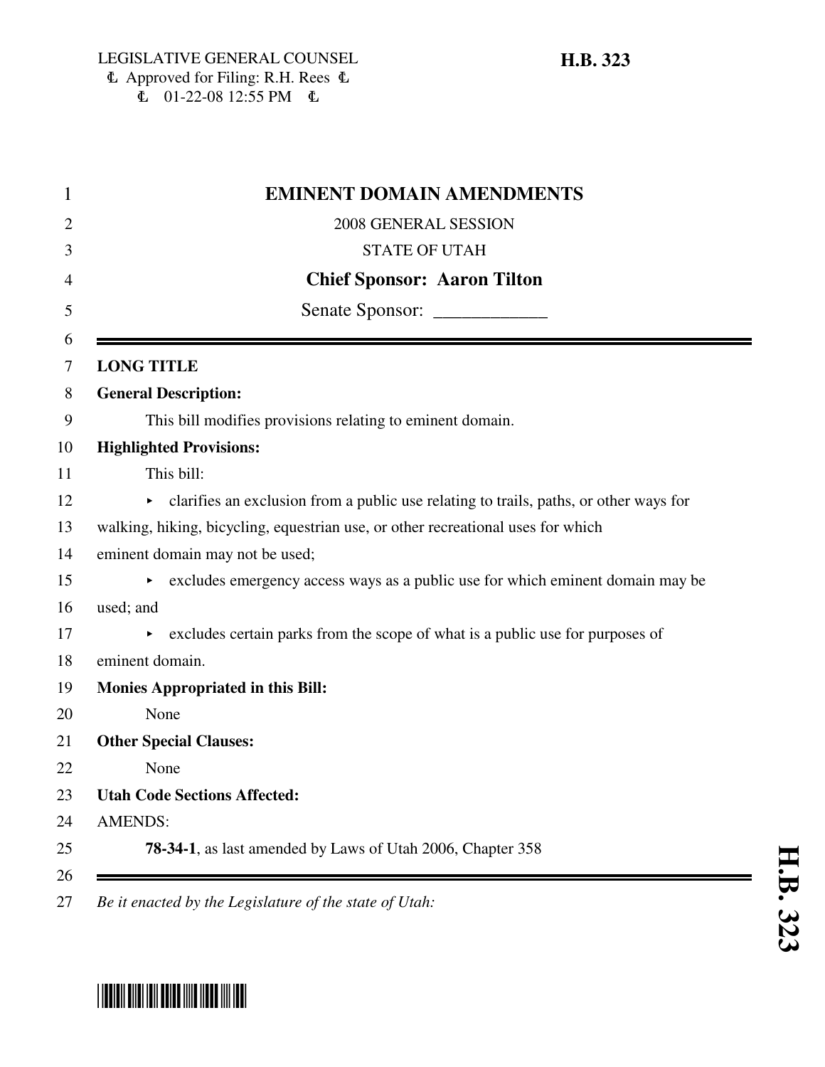LEGISLATIVE GENERAL COUNSEL
Ⓒ Approved for Filing: R.H. Rees Ⓒ
Ⓒ 01-22-08 12:55 PM Ⓒ

**H.B. 323**

# EMINENT DOMAIN AMENDMENTS

2008 GENERAL SESSION

STATE OF UTAH

**Chief Sponsor: Aaron Tilton**

Senate Sponsor: ____________

**LONG TITLE**

**General Description:**

This bill modifies provisions relating to eminent domain.

**Highlighted Provisions:**

This bill:

- clarifies an exclusion from a public use relating to trails, paths, or other ways for walking, hiking, bicycling, equestrian use, or other recreational uses for which eminent domain may not be used;
- excludes emergency access ways as a public use for which eminent domain may be used; and
- excludes certain parks from the scope of what is a public use for purposes of eminent domain.

**Monies Appropriated in this Bill:**

None

**Other Special Clauses:**

None

**Utah Code Sections Affected:**

AMENDS:

**78-34-1**, as last amended by Laws of Utah 2006, Chapter 358

*Be it enacted by the Legislature of the state of Utah:*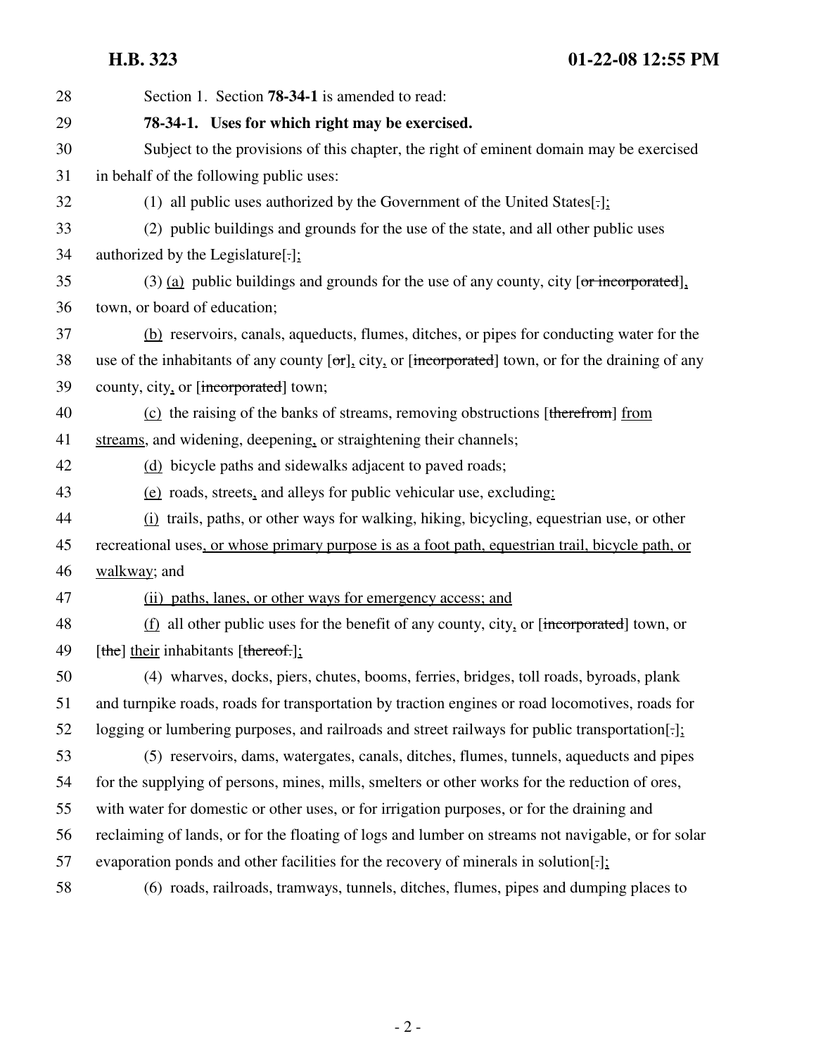Section 1. Section **78-34-1** is amended to read:

**78-34-1. Uses for which right may be exercised.**

Subject to the provisions of this chapter, the right of eminent domain may be exercised in behalf of the following public uses:

(1) all public uses authorized by the Government of the United States[.];

(2) public buildings and grounds for the use of the state, and all other public uses authorized by the Legislature[.];

(3) (a) public buildings and grounds for the use of any county, city [or incorporated], town, or board of education;

(b) reservoirs, canals, aqueducts, flumes, ditches, or pipes for conducting water for the use of the inhabitants of any county [or], city, or [incorporated] town, or for the draining of any county, city, or [incorporated] town;

(c) the raising of the banks of streams, removing obstructions [therefrom] from streams, and widening, deepening, or straightening their channels;

(d) bicycle paths and sidewalks adjacent to paved roads;

(e) roads, streets, and alleys for public vehicular use, excluding:

(i) trails, paths, or other ways for walking, hiking, bicycling, equestrian use, or other recreational uses, or whose primary purpose is as a foot path, equestrian trail, bicycle path, or walkway; and

(ii) paths, lanes, or other ways for emergency access; and

(f) all other public uses for the benefit of any county, city, or [incorporated] town, or [the] their inhabitants [thereof.];

(4) wharves, docks, piers, chutes, booms, ferries, bridges, toll roads, byroads, plank and turnpike roads, roads for transportation by traction engines or road locomotives, roads for logging or lumbering purposes, and railroads and street railways for public transportation[.];

(5) reservoirs, dams, watergates, canals, ditches, flumes, tunnels, aqueducts and pipes for the supplying of persons, mines, mills, smelters or other works for the reduction of ores, with water for domestic or other uses, or for irrigation purposes, or for the draining and reclaiming of lands, or for the floating of logs and lumber on streams not navigable, or for solar evaporation ponds and other facilities for the recovery of minerals in solution[.];

(6) roads, railroads, tramways, tunnels, ditches, flumes, pipes and dumping places to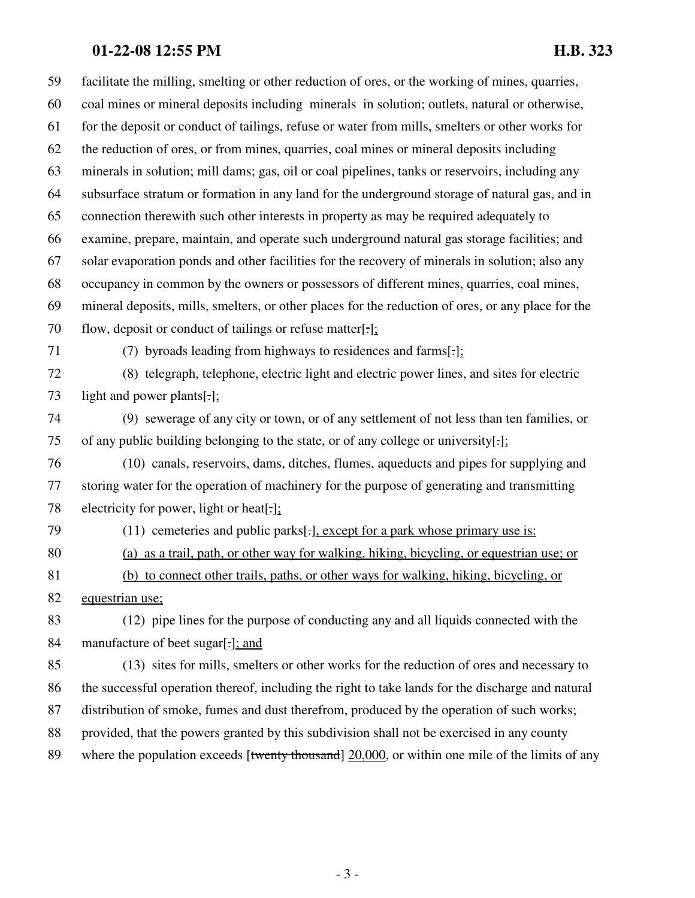59 facilitate the milling, smelting or other reduction of ores, or the working of mines, quarries,
60 coal mines or mineral deposits including minerals in solution; outlets, natural or otherwise,
61 for the deposit or conduct of tailings, refuse or water from mills, smelters or other works for
62 the reduction of ores, or from mines, quarries, coal mines or mineral deposits including
63 minerals in solution; mill dams; gas, oil or coal pipelines, tanks or reservoirs, including any
64 subsurface stratum or formation in any land for the underground storage of natural gas, and in
65 connection therewith such other interests in property as may be required adequately to
66 examine, prepare, maintain, and operate such underground natural gas storage facilities; and
67 solar evaporation ponds and other facilities for the recovery of minerals in solution; also any
68 occupancy in common by the owners or possessors of different mines, quarries, coal mines,
69 mineral deposits, mills, smelters, or other places for the reduction of ores, or any place for the
70 flow, deposit or conduct of tailings or refuse matter[~~.~~]<u>;</u>

71 (7) byroads leading from highways to residences and farms[~~.~~]<u>;</u>

72 (8) telegraph, telephone, electric light and electric power lines, and sites for electric
73 light and power plants[~~.~~]<u>;</u>

74 (9) sewerage of any city or town, or of any settlement of not less than ten families, or
75 of any public building belonging to the state, or of any college or university[~~.~~]<u>;</u>

76 (10) canals, reservoirs, dams, ditches, flumes, aqueducts and pipes for supplying and
77 storing water for the operation of machinery for the purpose of generating and transmitting
78 electricity for power, light or heat[~~.~~]<u>;</u>

79 (11) cemeteries and public parks[~~.~~]<u>, except for a park whose primary use is:</u>

80 <u>(a) as a trail, path, or other way for walking, hiking, bicycling, or equestrian use; or</u>

81 <u>(b) to connect other trails, paths, or other ways for walking, hiking, bicycling, or</u>
82 <u>equestrian use;</u>

83 (12) pipe lines for the purpose of conducting any and all liquids connected with the
84 manufacture of beet sugar[~~.~~]<u>; and</u>

85 (13) sites for mills, smelters or other works for the reduction of ores and necessary to
86 the successful operation thereof, including the right to take lands for the discharge and natural
87 distribution of smoke, fumes and dust therefrom, produced by the operation of such works;
88 provided, that the powers granted by this subdivision shall not be exercised in any county
89 where the population exceeds [~~twenty thousand~~] <u>20,000</u>, or within one mile of the limits of any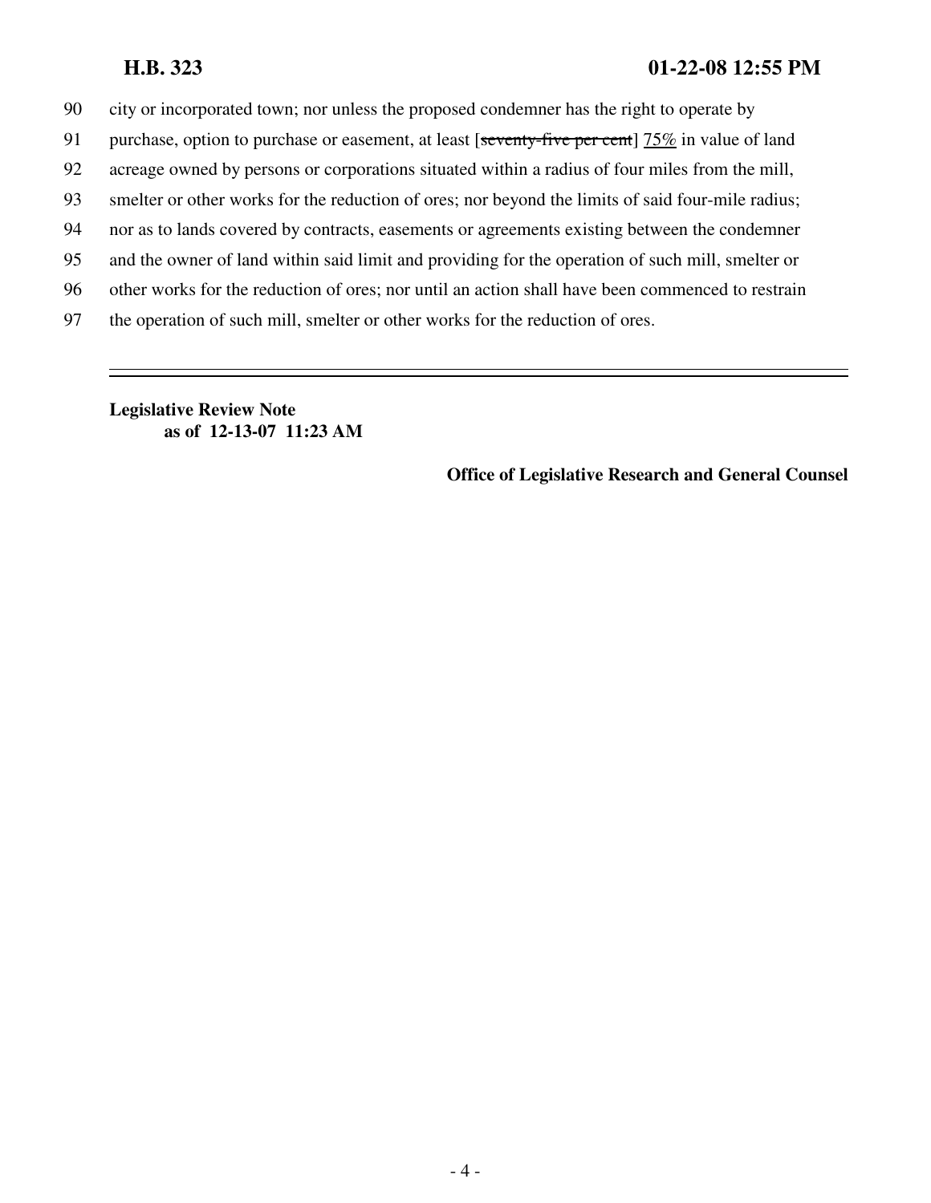90 city or incorporated town; nor unless the proposed condemner has the right to operate by
91 purchase, option to purchase or easement, at least [~~seventy-five per cent~~] <u>75%</u> in value of land
92 acreage owned by persons or corporations situated within a radius of four miles from the mill,
93 smelter or other works for the reduction of ores; nor beyond the limits of said four-mile radius;
94 nor as to lands covered by contracts, easements or agreements existing between the condemner
95 and the owner of land within said limit and providing for the operation of such mill, smelter or
96 other works for the reduction of ores; nor until an action shall have been commenced to restrain
97 the operation of such mill, smelter or other works for the reduction of ores.

---

**Legislative Review Note**
**as of 12-13-07 11:23 AM**

**Office of Legislative Research and General Counsel**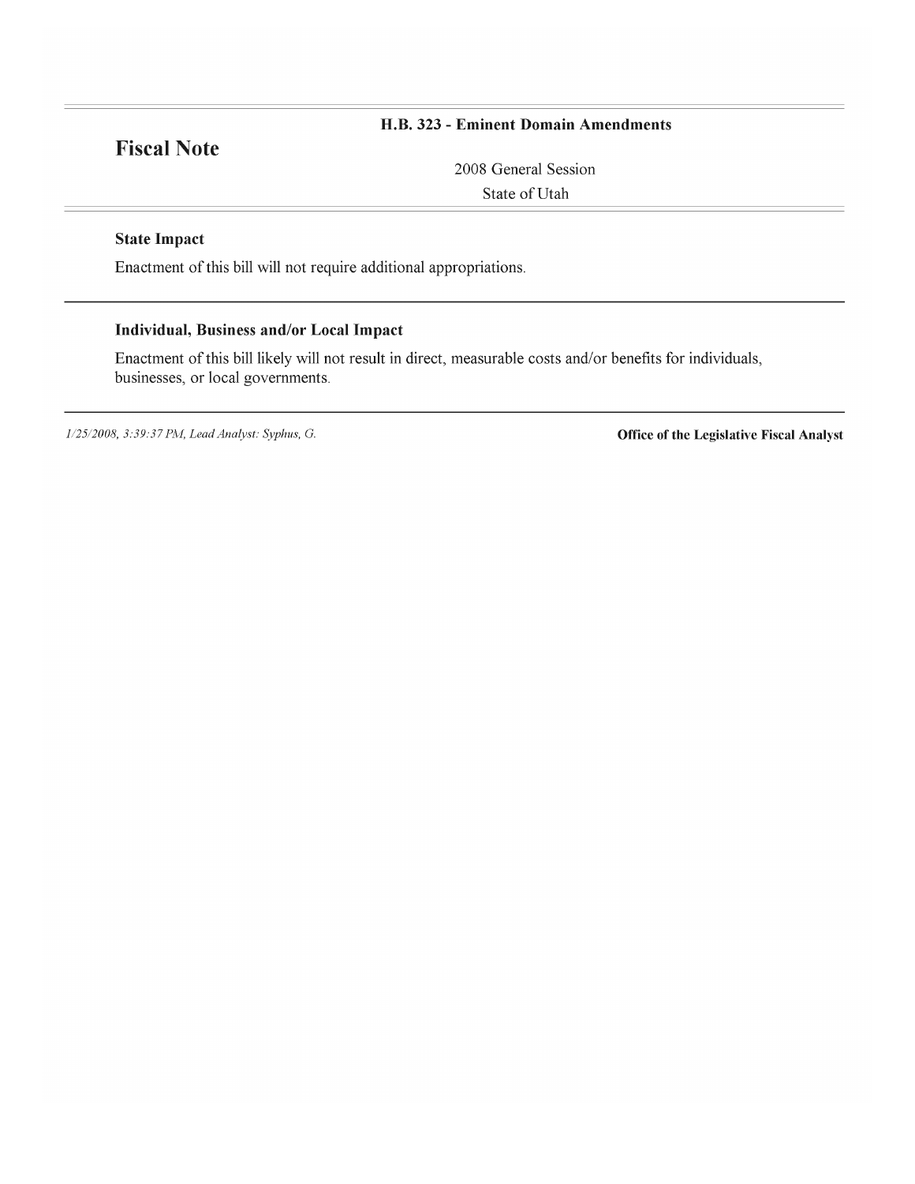# Fiscal Note

**H.B. 323 - Eminent Domain Amendments**

2008 General Session

State of Utah

## State Impact

Enactment of this bill will not require additional appropriations.

## Individual, Business and/or Local Impact

Enactment of this bill likely will not result in direct, measurable costs and/or benefits for individuals, businesses, or local governments.

*1/25/2008, 3:39:37 PM, Lead Analyst: Syphus, G.*

**Office of the Legislative Fiscal Analyst**